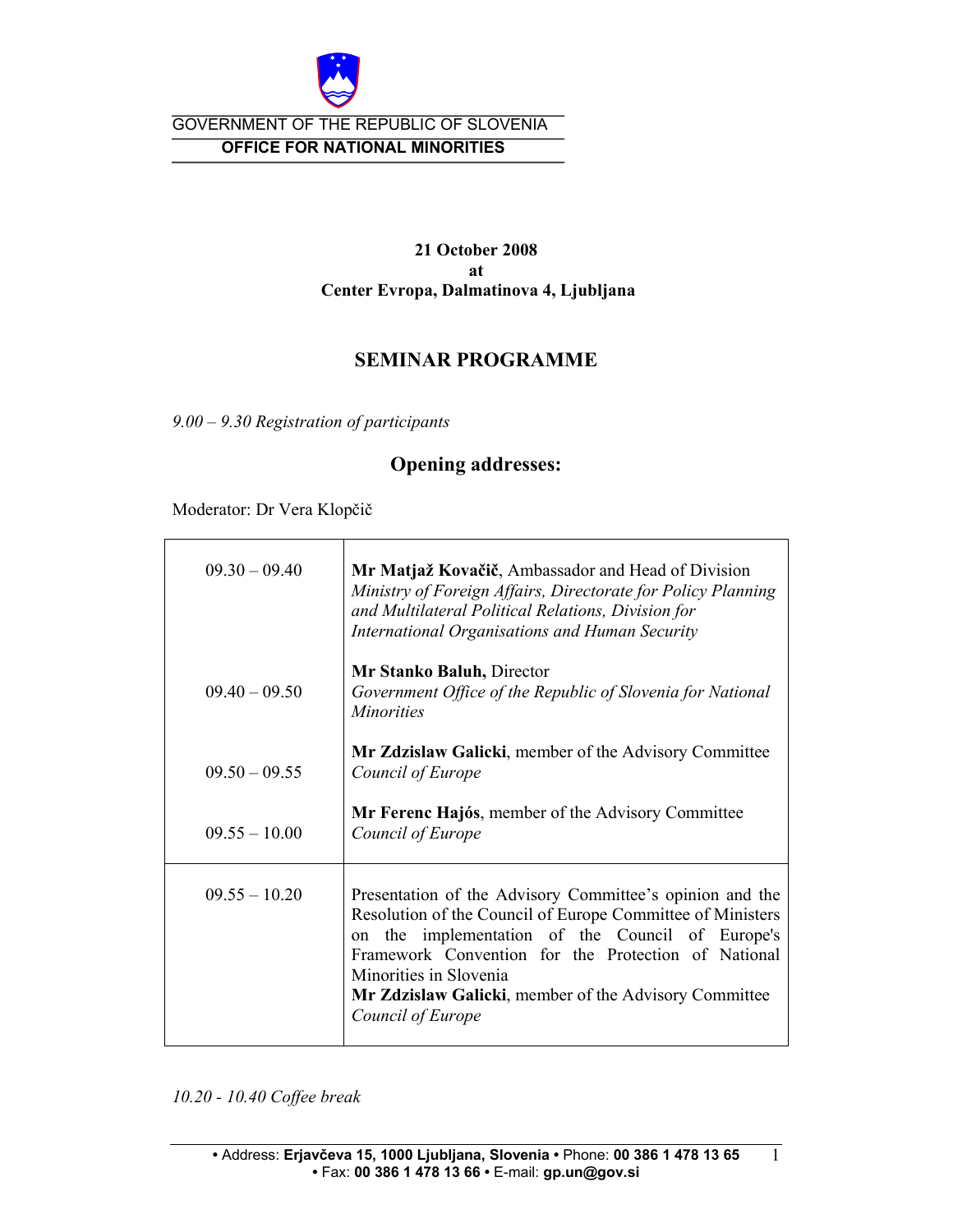GOVERNMENT OF THE REPUBLIC OF SLOVENIA

**OFFICE FOR NATIONAL MINORITIES**

**21 October 2008**
**at**
**Center Evropa, Dalmatinova 4, Ljubljana**

## SEMINAR PROGRAMME

*9.00 – 9.30 Registration of participants*

### Opening addresses:

Moderator: Dr Vera Klopčič

| | |
|---|---|
| 09.30 – 09.40 | **Mr Matjaž Kovačič**, Ambassador and Head of Division *Ministry of Foreign Affairs, Directorate for Policy Planning and Multilateral Political Relations, Division for International Organisations and Human Security* |
| 09.40 – 09.50 | **Mr Stanko Baluh,** Director *Government Office of the Republic of Slovenia for National Minorities* |
| 09.50 – 09.55 | **Mr Zdzislaw Galicki**, member of the Advisory Committee *Council of Europe* |
| 09.55 – 10.00 | **Mr Ferenc Hajós**, member of the Advisory Committee *Council of Europe* |
| 09.55 – 10.20 | Presentation of the Advisory Committee's opinion and the Resolution of the Council of Europe Committee of Ministers on the implementation of the Council of Europe's Framework Convention for the Protection of National Minorities in Slovenia **Mr Zdzislaw Galicki**, member of the Advisory Committee *Council of Europe* |

*10.20 - 10.40 Coffee break*

• Address: **Erjavčeva 15, 1000 Ljubljana, Slovenia** • Phone: **00 386 1 478 13 65** • Fax: **00 386 1 478 13 66** • E-mail: **gp.un@gov.si**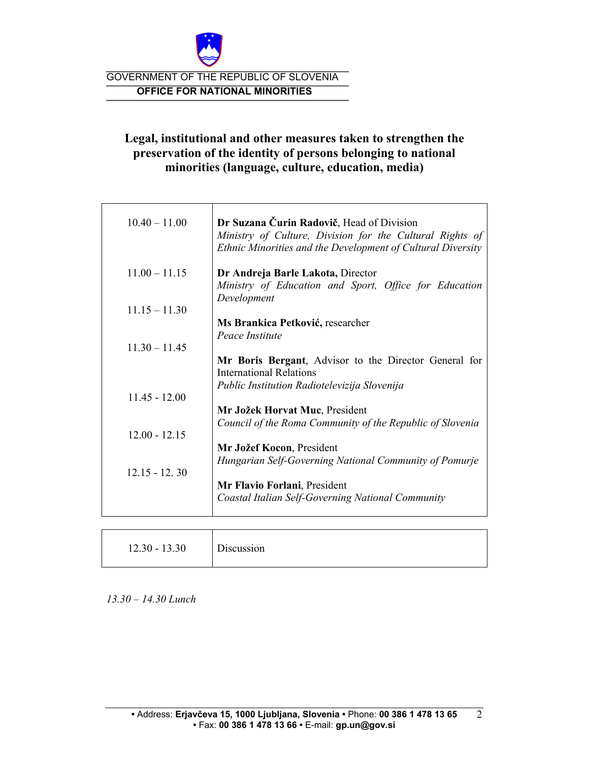GOVERNMENT OF THE REPUBLIC OF SLOVENIA

**OFFICE FOR NATIONAL MINORITIES**

## Legal, institutional and other measures taken to strengthen the preservation of the identity of persons belonging to national minorities (language, culture, education, media)

| | |
|---|---|
| 10.40 – 11.00 | **Dr Suzana Čurin Radovič**, Head of Division<br>*Ministry of Culture, Division for the Cultural Rights of Ethnic Minorities and the Development of Cultural Diversity* |
| 11.00 – 11.15 | **Dr Andreja Barle Lakota,** Director<br>*Ministry of Education and Sport, Office for Education Development* |
| 11.15 – 11.30 | **Ms Brankica Petković,** researcher<br>*Peace Institute* |
| 11.30 – 11.45 | **Mr Boris Bergant**, Advisor to the Director General for International Relations<br>*Public Institution Radiotelevizija Slovenija* |
| 11.45 - 12.00 | **Mr Jožek Horvat Muc**, President<br>*Council of the Roma Community of the Republic of Slovenia* |
| 12.00 - 12.15 | **Mr Jožef Kocon**, President<br>*Hungarian Self-Governing National Community of Pomurje* |
| 12.15 - 12. 30 | **Mr Flavio Forlani**, President<br>*Coastal Italian Self-Governing National Community* |

| | |
|---|---|
| 12.30 - 13.30 | Discussion |

*13.30 – 14.30 Lunch*

• Address: **Erjavčeva 15, 1000 Ljubljana, Slovenia •** Phone: **00 386 1 478 13 65**
• Fax: **00 386 1 478 13 66 •** E-mail: **gp.un@gov.si**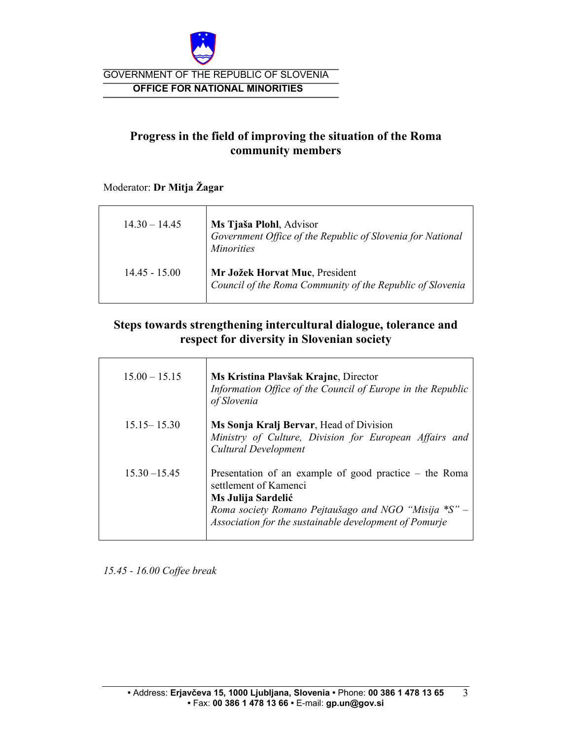GOVERNMENT OF THE REPUBLIC OF SLOVENIA

**OFFICE FOR NATIONAL MINORITIES**

## Progress in the field of improving the situation of the Roma community members

Moderator: **Dr Mitja Žagar**

| | |
|---|---|
| 14.30 – 14.45 | **Ms Tjaša Plohl**, Advisor<br>*Government Office of the Republic of Slovenia for National Minorities* |
| 14.45 - 15.00 | **Mr Jožek Horvat Muc**, President<br>*Council of the Roma Community of the Republic of Slovenia* |

## Steps towards strengthening intercultural dialogue, tolerance and respect for diversity in Slovenian society

| | |
|---|---|
| 15.00 – 15.15 | **Ms Kristina Plavšak Krajnc**, Director<br>*Information Office of the Council of Europe in the Republic of Slovenia* |
| 15.15– 15.30 | **Ms Sonja Kralj Bervar**, Head of Division<br>*Ministry of Culture, Division for European Affairs and Cultural Development* |
| 15.30 –15.45 | Presentation of an example of good practice – the Roma settlement of Kamenci<br>**Ms Julija Sardelić**<br>*Roma society Romano Pejtaušago and NGO "Misija *S" – Association for the sustainable development of Pomurje* |

*15.45 - 16.00 Coffee break*

• Address: **Erjavčeva 15, 1000 Ljubljana, Slovenia** • Phone: **00 386 1 478 13 65** • Fax: **00 386 1 478 13 66** • E-mail: **gp.un@gov.si**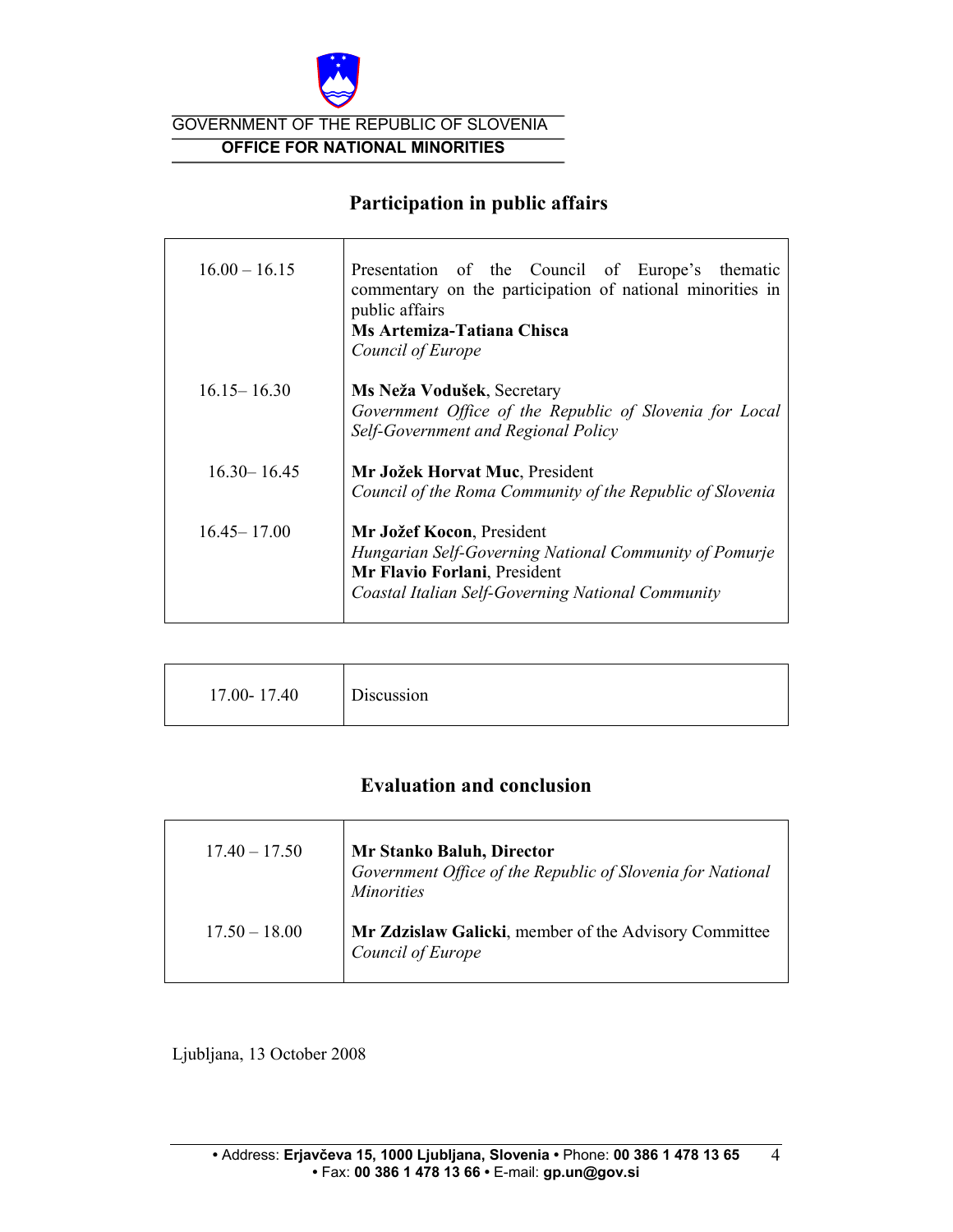GOVERNMENT OF THE REPUBLIC OF SLOVENIA

**OFFICE FOR NATIONAL MINORITIES**

## Participation in public affairs

| | |
|---|---|
| 16.00 – 16.15 | Presentation of the Council of Europe's thematic commentary on the participation of national minorities in public affairs<br>**Ms Artemiza-Tatiana Chisca**<br>*Council of Europe* |
| 16.15– 16.30 | **Ms Neža Vodušek**, Secretary<br>*Government Office of the Republic of Slovenia for Local Self-Government and Regional Policy* |
| 16.30– 16.45 | **Mr Jožek Horvat Muc**, President<br>*Council of the Roma Community of the Republic of Slovenia* |
| 16.45– 17.00 | **Mr Jožef Kocon**, President<br>*Hungarian Self-Governing National Community of Pomurje*<br>**Mr Flavio Forlani**, President<br>*Coastal Italian Self-Governing National Community* |

| | |
|---|---|
| 17.00- 17.40 | Discussion |

## Evaluation and conclusion

| | |
|---|---|
| 17.40 – 17.50 | **Mr Stanko Baluh, Director**<br>*Government Office of the Republic of Slovenia for National Minorities* |
| 17.50 – 18.00 | **Mr Zdzislaw Galicki**, member of the Advisory Committee<br>*Council of Europe* |

Ljubljana, 13 October 2008

• Address: **Erjavčeva 15, 1000 Ljubljana, Slovenia** • Phone: **00 386 1 478 13 65** • Fax: **00 386 1 478 13 66** • E-mail: **gp.un@gov.si**